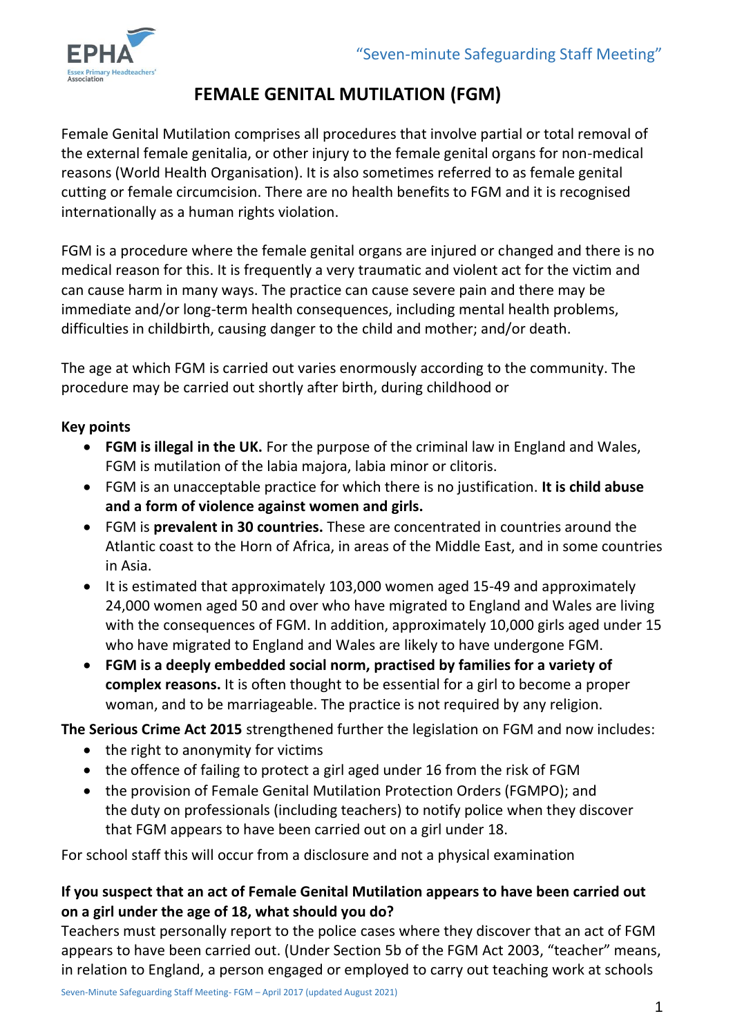# FEMALE GENITAL MUTILATION (FGM)

Female Genital Mutilation comprises all procedures that involve partial or total removal of the external female genitalia, or other injury to the female genital organs for non-medical reasons (World Health Organisation). It is also sometimes referred to as female genital cutting or female circumcision. There are no health benefits to FGM and it is recognised internationally as a human rights violation.

FGM is a procedure where the female genital organs are injured or changed and there is no medical reason for this. It is frequently a very traumatic and violent act for the victim and can cause harm in many ways. The practice can cause severe pain and there may be immediate and/or long-term health consequences, including mental health problems, difficulties in childbirth, causing danger to the child and mother; and/or death.

The age at which FGM is carried out varies enormously according to the community. The procedure may be carried out shortly after birth, during childhood or

**Key points**

- **FGM is illegal in the UK.** For the purpose of the criminal law in England and Wales, FGM is mutilation of the labia majora, labia minor or clitoris.
- FGM is an unacceptable practice for which there is no justification. **It is child abuse and a form of violence against women and girls.**
- FGM is **prevalent in 30 countries.** These are concentrated in countries around the Atlantic coast to the Horn of Africa, in areas of the Middle East, and in some countries in Asia.
- It is estimated that approximately 103,000 women aged 15-49 and approximately 24,000 women aged 50 and over who have migrated to England and Wales are living with the consequences of FGM. In addition, approximately 10,000 girls aged under 15 who have migrated to England and Wales are likely to have undergone FGM.
- **FGM is a deeply embedded social norm, practised by families for a variety of complex reasons.** It is often thought to be essential for a girl to become a proper woman, and to be marriageable. The practice is not required by any religion.

**The Serious Crime Act 2015** strengthened further the legislation on FGM and now includes:

- the right to anonymity for victims
- the offence of failing to protect a girl aged under 16 from the risk of FGM
- the provision of Female Genital Mutilation Protection Orders (FGMPO); and the duty on professionals (including teachers) to notify police when they discover that FGM appears to have been carried out on a girl under 18.

For school staff this will occur from a disclosure and not a physical examination

**If you suspect that an act of Female Genital Mutilation appears to have been carried out on a girl under the age of 18, what should you do?**

Teachers must personally report to the police cases where they discover that an act of FGM appears to have been carried out. (Under Section 5b of the FGM Act 2003, "teacher" means, in relation to England, a person engaged or employed to carry out teaching work at schools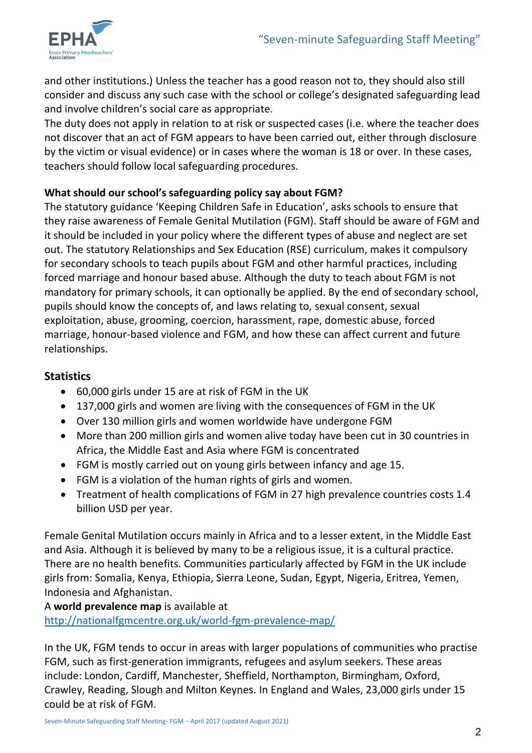and other institutions.) Unless the teacher has a good reason not to, they should also still consider and discuss any such case with the school or college's designated safeguarding lead and involve children's social care as appropriate.
The duty does not apply in relation to at risk or suspected cases (i.e. where the teacher does not discover that an act of FGM appears to have been carried out, either through disclosure by the victim or visual evidence) or in cases where the woman is 18 or over. In these cases, teachers should follow local safeguarding procedures.

**What should our school's safeguarding policy say about FGM?**
The statutory guidance 'Keeping Children Safe in Education', asks schools to ensure that they raise awareness of Female Genital Mutilation (FGM). Staff should be aware of FGM and it should be included in your policy where the different types of abuse and neglect are set out. The statutory Relationships and Sex Education (RSE) curriculum, makes it compulsory for secondary schools to teach pupils about FGM and other harmful practices, including forced marriage and honour based abuse. Although the duty to teach about FGM is not mandatory for primary schools, it can optionally be applied. By the end of secondary school, pupils should know the concepts of, and laws relating to, sexual consent, sexual exploitation, abuse, grooming, coercion, harassment, rape, domestic abuse, forced marriage, honour-based violence and FGM, and how these can affect current and future relationships.

## Statistics

- 60,000 girls under 15 are at risk of FGM in the UK
- 137,000 girls and women are living with the consequences of FGM in the UK
- Over 130 million girls and women worldwide have undergone FGM
- More than 200 million girls and women alive today have been cut in 30 countries in Africa, the Middle East and Asia where FGM is concentrated
- FGM is mostly carried out on young girls between infancy and age 15.
- FGM is a violation of the human rights of girls and women.
- Treatment of health complications of FGM in 27 high prevalence countries costs 1.4 billion USD per year.

Female Genital Mutilation occurs mainly in Africa and to a lesser extent, in the Middle East and Asia. Although it is believed by many to be a religious issue, it is a cultural practice. There are no health benefits. Communities particularly affected by FGM in the UK include girls from: Somalia, Kenya, Ethiopia, Sierra Leone, Sudan, Egypt, Nigeria, Eritrea, Yemen, Indonesia and Afghanistan.
A **world prevalence map** is available at
http://nationalfgmcentre.org.uk/world-fgm-prevalence-map/

In the UK, FGM tends to occur in areas with larger populations of communities who practise FGM, such as first-generation immigrants, refugees and asylum seekers. These areas include: London, Cardiff, Manchester, Sheffield, Northampton, Birmingham, Oxford, Crawley, Reading, Slough and Milton Keynes. In England and Wales, 23,000 girls under 15 could be at risk of FGM.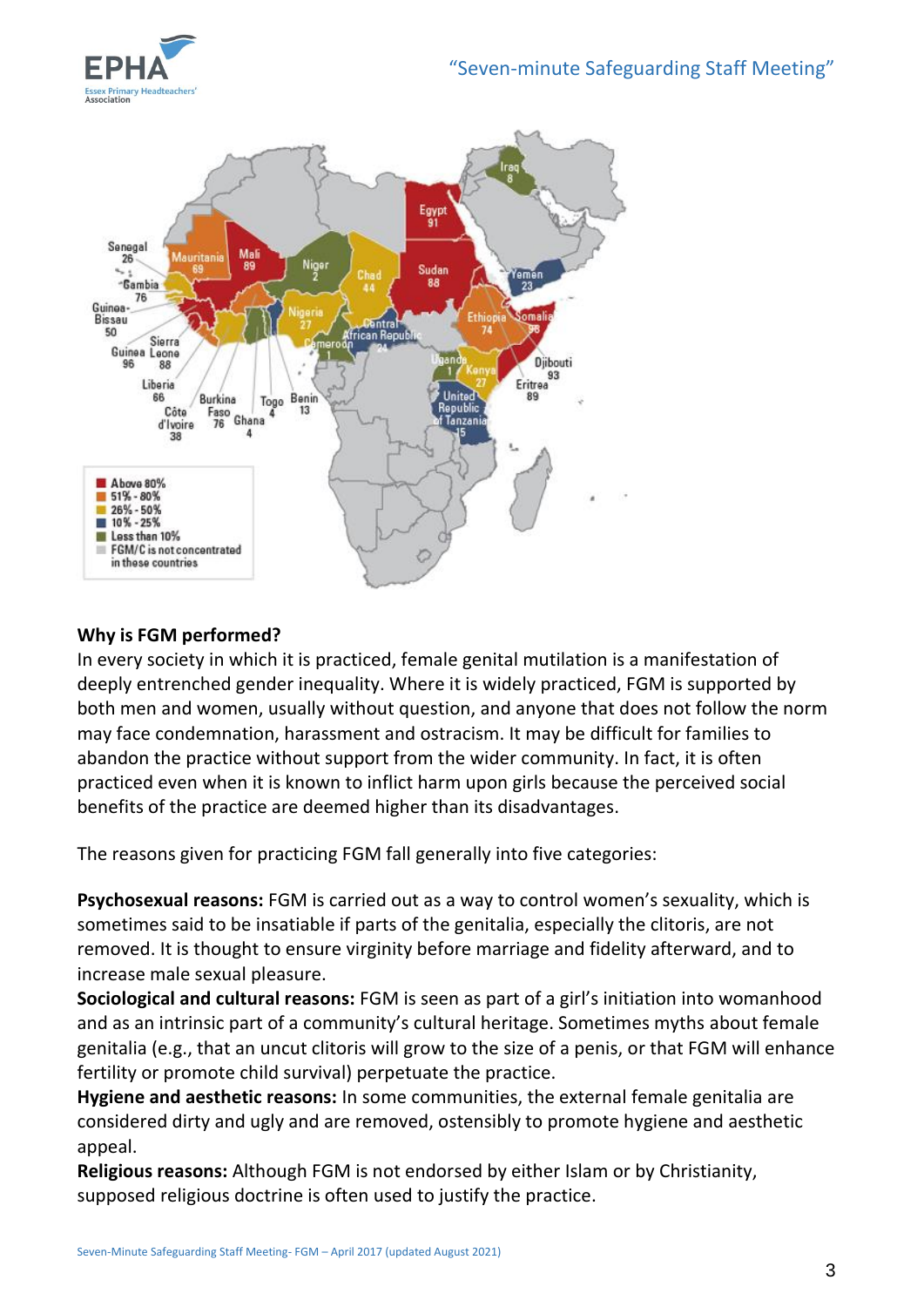## Why is FGM performed?

In every society in which it is practiced, female genital mutilation is a manifestation of deeply entrenched gender inequality. Where it is widely practiced, FGM is supported by both men and women, usually without question, and anyone that does not follow the norm may face condemnation, harassment and ostracism. It may be difficult for families to abandon the practice without support from the wider community. In fact, it is often practiced even when it is known to inflict harm upon girls because the perceived social benefits of the practice are deemed higher than its disadvantages.

The reasons given for practicing FGM fall generally into five categories:

**Psychosexual reasons:** FGM is carried out as a way to control women's sexuality, which is sometimes said to be insatiable if parts of the genitalia, especially the clitoris, are not removed. It is thought to ensure virginity before marriage and fidelity afterward, and to increase male sexual pleasure.

**Sociological and cultural reasons:** FGM is seen as part of a girl's initiation into womanhood and as an intrinsic part of a community's cultural heritage. Sometimes myths about female genitalia (e.g., that an uncut clitoris will grow to the size of a penis, or that FGM will enhance fertility or promote child survival) perpetuate the practice.

**Hygiene and aesthetic reasons:** In some communities, the external female genitalia are considered dirty and ugly and are removed, ostensibly to promote hygiene and aesthetic appeal.

**Religious reasons:** Although FGM is not endorsed by either Islam or by Christianity, supposed religious doctrine is often used to justify the practice.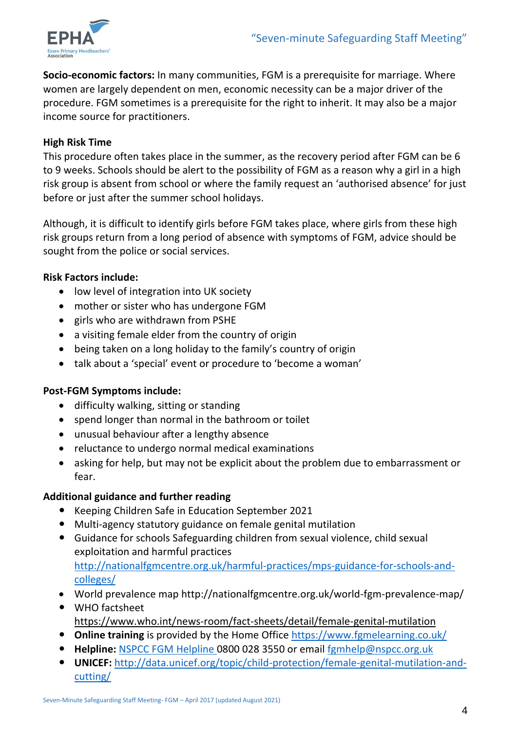**Socio-economic factors:** In many communities, FGM is a prerequisite for marriage. Where women are largely dependent on men, economic necessity can be a major driver of the procedure. FGM sometimes is a prerequisite for the right to inherit. It may also be a major income source for practitioners.

### High Risk Time

This procedure often takes place in the summer, as the recovery period after FGM can be 6 to 9 weeks. Schools should be alert to the possibility of FGM as a reason why a girl in a high risk group is absent from school or where the family request an 'authorised absence' for just before or just after the summer school holidays.

Although, it is difficult to identify girls before FGM takes place, where girls from these high risk groups return from a long period of absence with symptoms of FGM, advice should be sought from the police or social services.

### Risk Factors include:

- low level of integration into UK society
- mother or sister who has undergone FGM
- girls who are withdrawn from PSHE
- a visiting female elder from the country of origin
- being taken on a long holiday to the family's country of origin
- talk about a 'special' event or procedure to 'become a woman'

### Post-FGM Symptoms include:

- difficulty walking, sitting or standing
- spend longer than normal in the bathroom or toilet
- unusual behaviour after a lengthy absence
- reluctance to undergo normal medical examinations
- asking for help, but may not be explicit about the problem due to embarrassment or fear.

### Additional guidance and further reading

- Keeping Children Safe in Education September 2021
- Multi-agency statutory guidance on female genital mutilation
- Guidance for schools Safeguarding children from sexual violence, child sexual exploitation and harmful practices http://nationalfgmcentre.org.uk/harmful-practices/mps-guidance-for-schools-and-colleges/
- World prevalence map http://nationalfgmcentre.org.uk/world-fgm-prevalence-map/
- WHO factsheet https://www.who.int/news-room/fact-sheets/detail/female-genital-mutilation
- **Online training** is provided by the Home Office https://www.fgmelearning.co.uk/
- **Helpline:** NSPCC FGM Helpline 0800 028 3550 or email fgmhelp@nspcc.org.uk
- **UNICEF:** http://data.unicef.org/topic/child-protection/female-genital-mutilation-and-cutting/